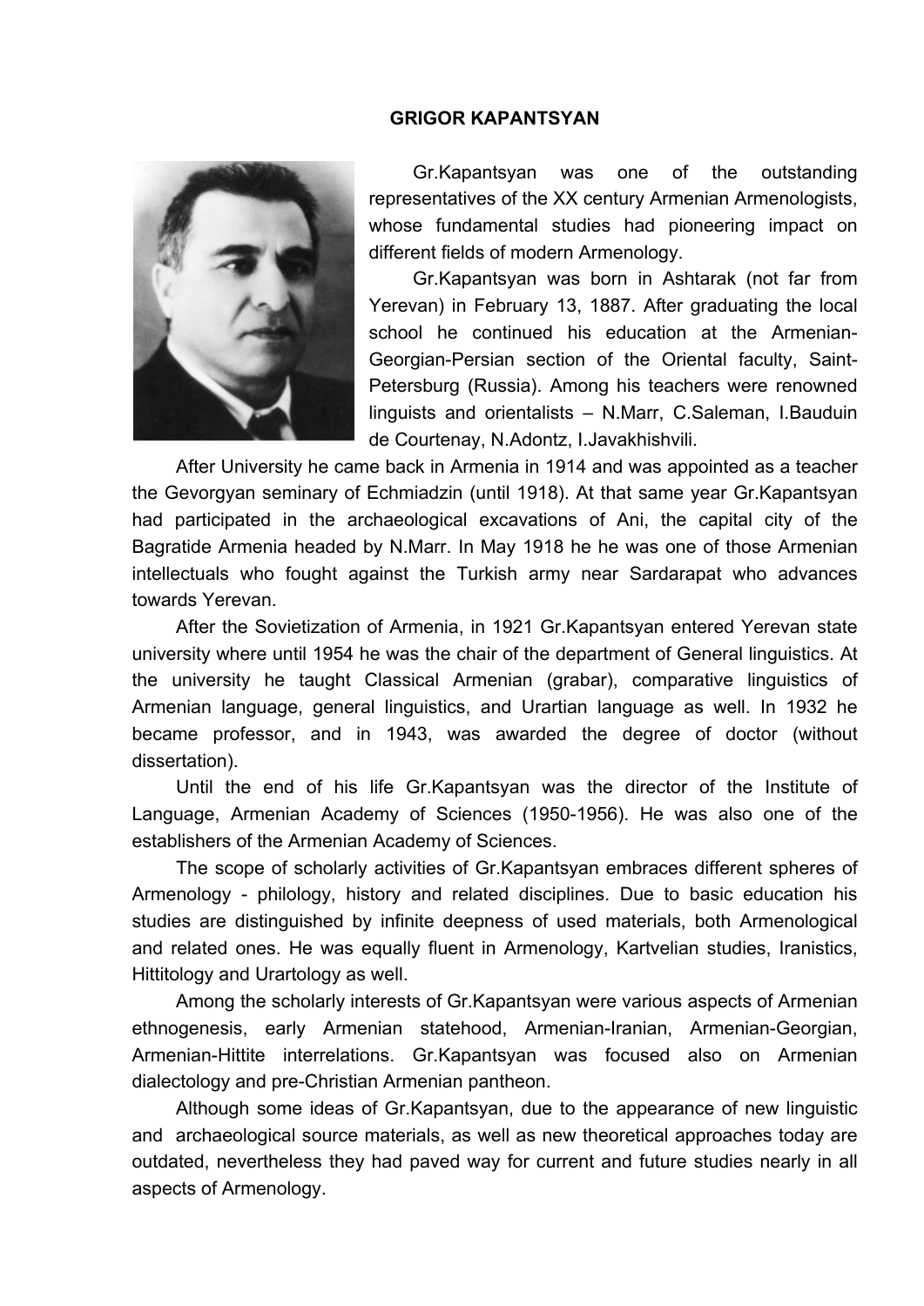# GRIGOR KAPANTSYAN

Gr.Kapantsyan was one of the outstanding representatives of the XX century Armenian Armenologists, whose fundamental studies had pioneering impact on different fields of modern Armenology.

Gr.Kapantsyan was born in Ashtarak (not far from Yerevan) in February 13, 1887. After graduating the local school he continued his education at the Armenian-Georgian-Persian section of the Oriental faculty, Saint-Petersburg (Russia). Among his teachers were renowned linguists and orientalists – N.Marr, C.Saleman, I.Bauduin de Courtenay, N.Adontz, I.Javakhishvili.

After University he came back in Armenia in 1914 and was appointed as a teacher the Gevorgyan seminary of Echmiadzin (until 1918). At that same year Gr.Kapantsyan had participated in the archaeological excavations of Ani, the capital city of the Bagratide Armenia headed by N.Marr. In May 1918 he he was one of those Armenian intellectuals who fought against the Turkish army near Sardarapat who advances towards Yerevan.

After the Sovietization of Armenia, in 1921 Gr.Kapantsyan entered Yerevan state university where until 1954 he was the chair of the department of General linguistics. At the university he taught Classical Armenian (grabar), comparative linguistics of Armenian language, general linguistics, and Urartian language as well. In 1932 he became professor, and in 1943, was awarded the degree of doctor (without dissertation).

Until the end of his life Gr.Kapantsyan was the director of the Institute of Language, Armenian Academy of Sciences (1950-1956). He was also one of the establishers of the Armenian Academy of Sciences.

The scope of scholarly activities of Gr.Kapantsyan embraces different spheres of Armenology - philology, history and related disciplines. Due to basic education his studies are distinguished by infinite deepness of used materials, both Armenological and related ones. He was equally fluent in Armenology, Kartvelian studies, Iranistics, Hittitology and Urartology as well.

Among the scholarly interests of Gr.Kapantsyan were various aspects of Armenian ethnogenesis, early Armenian statehood, Armenian-Iranian, Armenian-Georgian, Armenian-Hittite interrelations. Gr.Kapantsyan was focused also on Armenian dialectology and pre-Christian Armenian pantheon.

Although some ideas of Gr.Kapantsyan, due to the appearance of new linguistic and archaeological source materials, as well as new theoretical approaches today are outdated, nevertheless they had paved way for current and future studies nearly in all aspects of Armenology.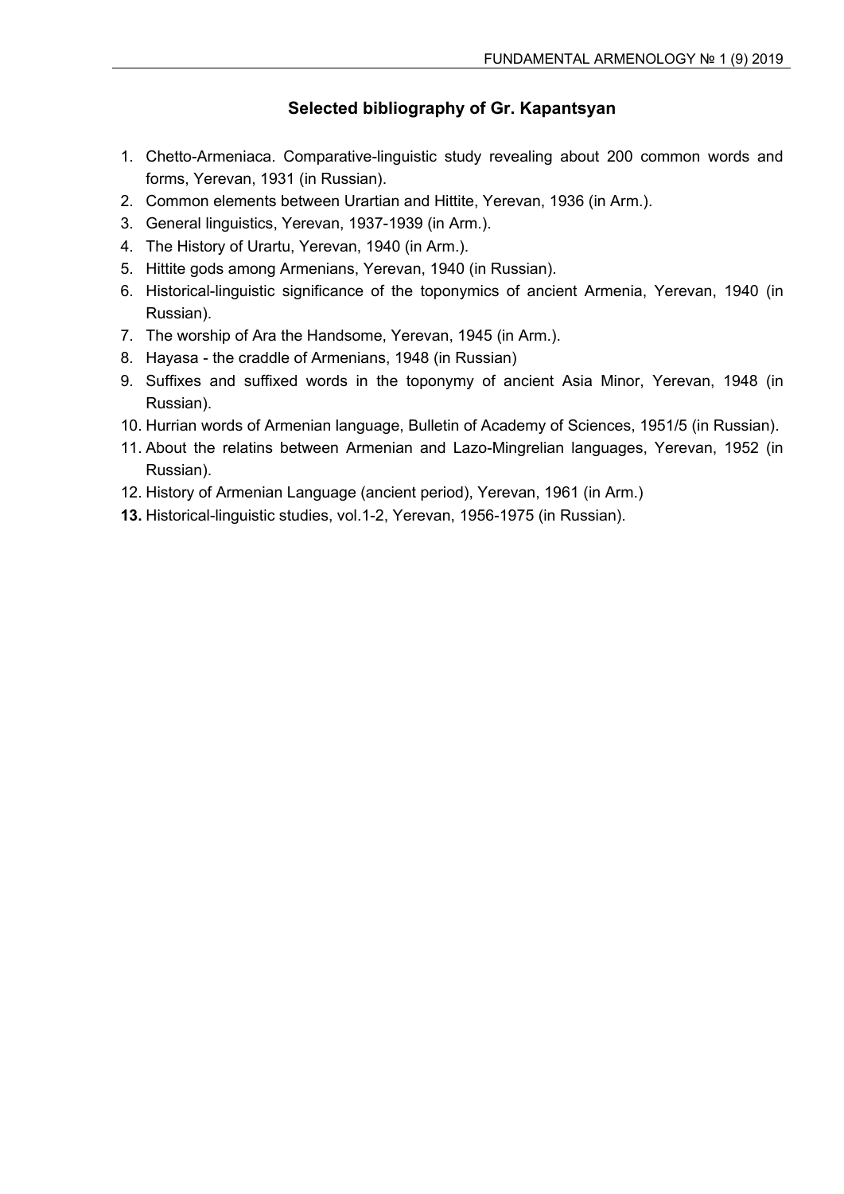### Selected bibliography of Gr. Kapantsyan

1. Chetto-Armeniaca. Comparative-linguistic study revealing about 200 common words and forms, Yerevan, 1931 (in Russian).
2. Common elements between Urartian and Hittite, Yerevan, 1936 (in Arm.).
3. General linguistics, Yerevan, 1937-1939 (in Arm.).
4. The History of Urartu, Yerevan, 1940 (in Arm.).
5. Hittite gods among Armenians, Yerevan, 1940 (in Russian).
6. Historical-linguistic significance of the toponymics of ancient Armenia, Yerevan, 1940 (in Russian).
7. The worship of Ara the Handsome, Yerevan, 1945 (in Arm.).
8. Hayasa - the craddle of Armenians, 1948 (in Russian)
9. Suffixes and suffixed words in the toponymy of ancient Asia Minor, Yerevan, 1948 (in Russian).
10. Hurrian words of Armenian language, Bulletin of Academy of Sciences, 1951/5 (in Russian).
11. About the relatins between Armenian and Lazo-Mingrelian languages, Yerevan, 1952 (in Russian).
12. History of Armenian Language (ancient period), Yerevan, 1961 (in Arm.)
13. Historical-linguistic studies, vol.1-2, Yerevan, 1956-1975 (in Russian).